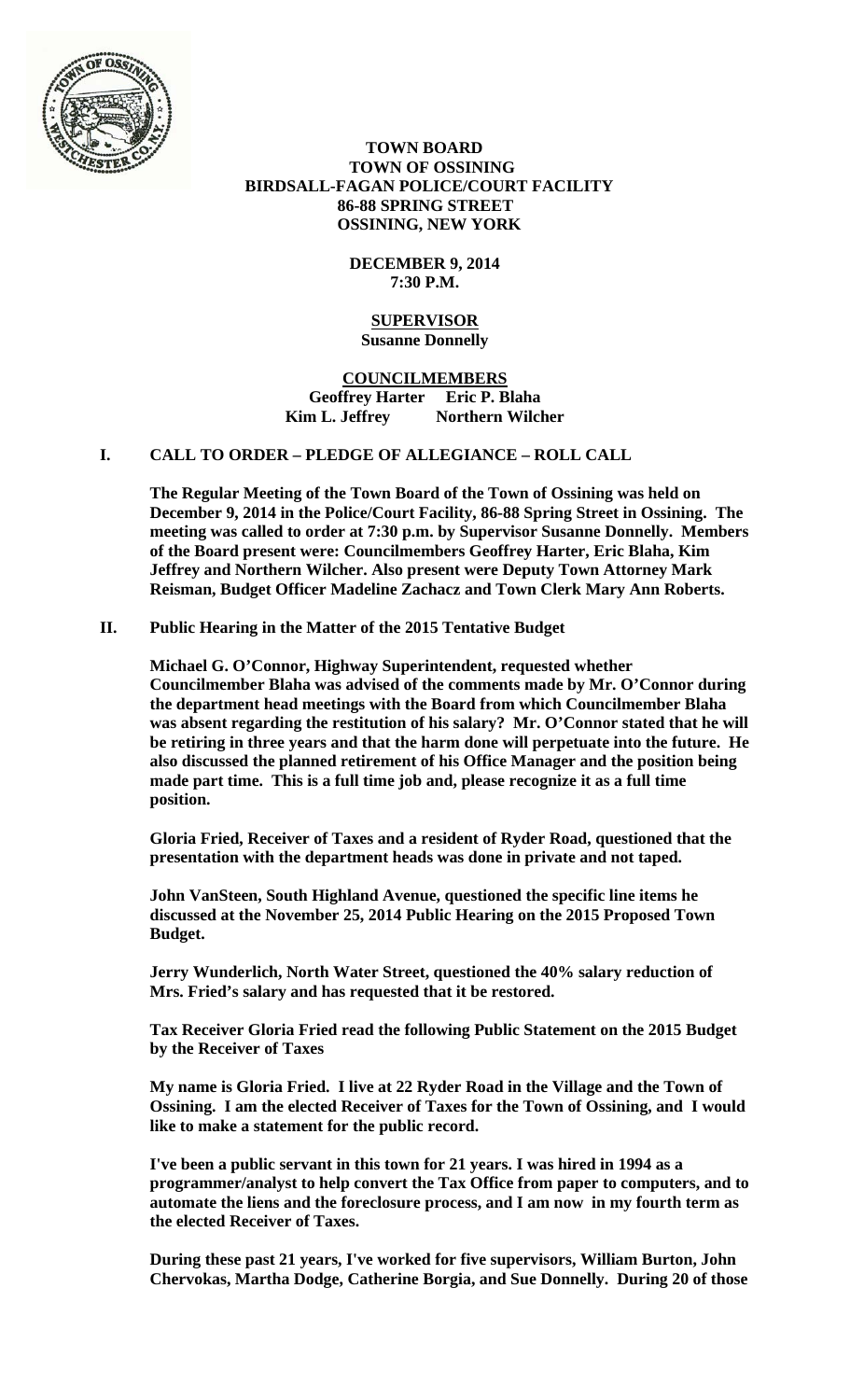**TOWN BOARD**
**TOWN OF OSSINING**
**BIRDSALL-FAGAN POLICE/COURT FACILITY**
**86-88 SPRING STREET**
**OSSINING, NEW YORK**

**DECEMBER 9, 2014**
**7:30 P.M.**

**SUPERVISOR**
**Susanne Donnelly**

**COUNCILMEMBERS**
**Geoffrey Harter Eric P. Blaha**
**Kim L. Jeffrey Northern Wilcher**

## I. CALL TO ORDER – PLEDGE OF ALLEGIANCE – ROLL CALL

**The Regular Meeting of the Town Board of the Town of Ossining was held on December 9, 2014 in the Police/Court Facility, 86-88 Spring Street in Ossining. The meeting was called to order at 7:30 p.m. by Supervisor Susanne Donnelly. Members of the Board present were: Councilmembers Geoffrey Harter, Eric Blaha, Kim Jeffrey and Northern Wilcher. Also present were Deputy Town Attorney Mark Reisman, Budget Officer Madeline Zachacz and Town Clerk Mary Ann Roberts.**

## II. Public Hearing in the Matter of the 2015 Tentative Budget

**Michael G. O'Connor, Highway Superintendent, requested whether Councilmember Blaha was advised of the comments made by Mr. O'Connor during the department head meetings with the Board from which Councilmember Blaha was absent regarding the restitution of his salary? Mr. O'Connor stated that he will be retiring in three years and that the harm done will perpetuate into the future. He also discussed the planned retirement of his Office Manager and the position being made part time. This is a full time job and, please recognize it as a full time position.**

**Gloria Fried, Receiver of Taxes and a resident of Ryder Road, questioned that the presentation with the department heads was done in private and not taped.**

**John VanSteen, South Highland Avenue, questioned the specific line items he discussed at the November 25, 2014 Public Hearing on the 2015 Proposed Town Budget.**

**Jerry Wunderlich, North Water Street, questioned the 40% salary reduction of Mrs. Fried's salary and has requested that it be restored.**

**Tax Receiver Gloria Fried read the following Public Statement on the 2015 Budget by the Receiver of Taxes**

**My name is Gloria Fried. I live at 22 Ryder Road in the Village and the Town of Ossining. I am the elected Receiver of Taxes for the Town of Ossining, and I would like to make a statement for the public record.**

**I've been a public servant in this town for 21 years. I was hired in 1994 as a programmer/analyst to help convert the Tax Office from paper to computers, and to automate the liens and the foreclosure process, and I am now in my fourth term as the elected Receiver of Taxes.**

**During these past 21 years, I've worked for five supervisors, William Burton, John Chervokas, Martha Dodge, Catherine Borgia, and Sue Donnelly. During 20 of those**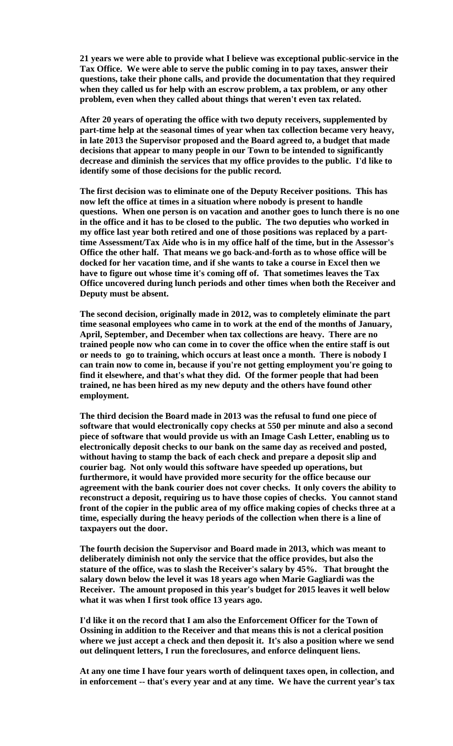**21 years we were able to provide what I believe was exceptional public-service in the Tax Office. We were able to serve the public coming in to pay taxes, answer their questions, take their phone calls, and provide the documentation that they required when they called us for help with an escrow problem, a tax problem, or any other problem, even when they called about things that weren't even tax related.**

**After 20 years of operating the office with two deputy receivers, supplemented by part-time help at the seasonal times of year when tax collection became very heavy, in late 2013 the Supervisor proposed and the Board agreed to, a budget that made decisions that appear to many people in our Town to be intended to significantly decrease and diminish the services that my office provides to the public. I'd like to identify some of those decisions for the public record.**

**The first decision was to eliminate one of the Deputy Receiver positions. This has now left the office at times in a situation where nobody is present to handle questions. When one person is on vacation and another goes to lunch there is no one in the office and it has to be closed to the public. The two deputies who worked in my office last year both retired and one of those positions was replaced by a part-time Assessment/Tax Aide who is in my office half of the time, but in the Assessor's Office the other half. That means we go back-and-forth as to whose office will be docked for her vacation time, and if she wants to take a course in Excel then we have to figure out whose time it's coming off of. That sometimes leaves the Tax Office uncovered during lunch periods and other times when both the Receiver and Deputy must be absent.**

**The second decision, originally made in 2012, was to completely eliminate the part time seasonal employees who came in to work at the end of the months of January, April, September, and December when tax collections are heavy. There are no trained people now who can come in to cover the office when the entire staff is out or needs to go to training, which occurs at least once a month. There is nobody I can train now to come in, because if you're not getting employment you're going to find it elsewhere, and that's what they did. Of the former people that had been trained, ne has been hired as my new deputy and the others have found other employment.**

**The third decision the Board made in 2013 was the refusal to fund one piece of software that would electronically copy checks at 550 per minute and also a second piece of software that would provide us with an Image Cash Letter, enabling us to electronically deposit checks to our bank on the same day as received and posted, without having to stamp the back of each check and prepare a deposit slip and courier bag. Not only would this software have speeded up operations, but furthermore, it would have provided more security for the office because our agreement with the bank courier does not cover checks. It only covers the ability to reconstruct a deposit, requiring us to have those copies of checks. You cannot stand front of the copier in the public area of my office making copies of checks three at a time, especially during the heavy periods of the collection when there is a line of taxpayers out the door.**

**The fourth decision the Supervisor and Board made in 2013, which was meant to deliberately diminish not only the service that the office provides, but also the stature of the office, was to slash the Receiver's salary by 45%. That brought the salary down below the level it was 18 years ago when Marie Gagliardi was the Receiver. The amount proposed in this year's budget for 2015 leaves it well below what it was when I first took office 13 years ago.**

**I'd like it on the record that I am also the Enforcement Officer for the Town of Ossining in addition to the Receiver and that means this is not a clerical position where we just accept a check and then deposit it. It's also a position where we send out delinquent letters, I run the foreclosures, and enforce delinquent liens.**

**At any one time I have four years worth of delinquent taxes open, in collection, and in enforcement -- that's every year and at any time. We have the current year's tax**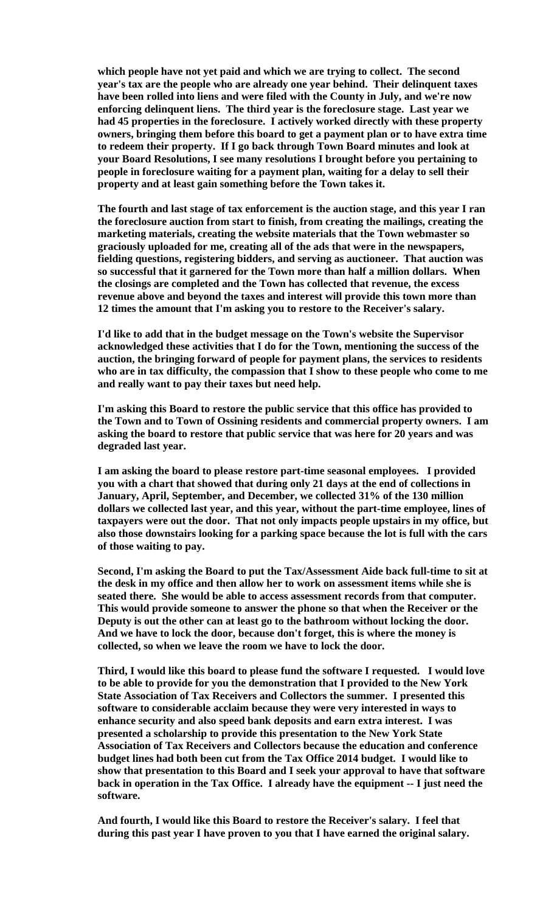**which people have not yet paid and which we are trying to collect. The second year's tax are the people who are already one year behind. Their delinquent taxes have been rolled into liens and were filed with the County in July, and we're now enforcing delinquent liens. The third year is the foreclosure stage. Last year we had 45 properties in the foreclosure. I actively worked directly with these property owners, bringing them before this board to get a payment plan or to have extra time to redeem their property. If I go back through Town Board minutes and look at your Board Resolutions, I see many resolutions I brought before you pertaining to people in foreclosure waiting for a payment plan, waiting for a delay to sell their property and at least gain something before the Town takes it.**

**The fourth and last stage of tax enforcement is the auction stage, and this year I ran the foreclosure auction from start to finish, from creating the mailings, creating the marketing materials, creating the website materials that the Town webmaster so graciously uploaded for me, creating all of the ads that were in the newspapers, fielding questions, registering bidders, and serving as auctioneer. That auction was so successful that it garnered for the Town more than half a million dollars. When the closings are completed and the Town has collected that revenue, the excess revenue above and beyond the taxes and interest will provide this town more than 12 times the amount that I'm asking you to restore to the Receiver's salary.**

**I'd like to add that in the budget message on the Town's website the Supervisor acknowledged these activities that I do for the Town, mentioning the success of the auction, the bringing forward of people for payment plans, the services to residents who are in tax difficulty, the compassion that I show to these people who come to me and really want to pay their taxes but need help.**

**I'm asking this Board to restore the public service that this office has provided to the Town and to Town of Ossining residents and commercial property owners. I am asking the board to restore that public service that was here for 20 years and was degraded last year.**

**I am asking the board to please restore part-time seasonal employees. I provided you with a chart that showed that during only 21 days at the end of collections in January, April, September, and December, we collected 31% of the 130 million dollars we collected last year, and this year, without the part-time employee, lines of taxpayers were out the door. That not only impacts people upstairs in my office, but also those downstairs looking for a parking space because the lot is full with the cars of those waiting to pay.**

**Second, I'm asking the Board to put the Tax/Assessment Aide back full-time to sit at the desk in my office and then allow her to work on assessment items while she is seated there. She would be able to access assessment records from that computer. This would provide someone to answer the phone so that when the Receiver or the Deputy is out the other can at least go to the bathroom without locking the door. And we have to lock the door, because don't forget, this is where the money is collected, so when we leave the room we have to lock the door.**

**Third, I would like this board to please fund the software I requested. I would love to be able to provide for you the demonstration that I provided to the New York State Association of Tax Receivers and Collectors the summer. I presented this software to considerable acclaim because they were very interested in ways to enhance security and also speed bank deposits and earn extra interest. I was presented a scholarship to provide this presentation to the New York State Association of Tax Receivers and Collectors because the education and conference budget lines had both been cut from the Tax Office 2014 budget. I would like to show that presentation to this Board and I seek your approval to have that software back in operation in the Tax Office. I already have the equipment -- I just need the software.**

**And fourth, I would like this Board to restore the Receiver's salary. I feel that during this past year I have proven to you that I have earned the original salary.**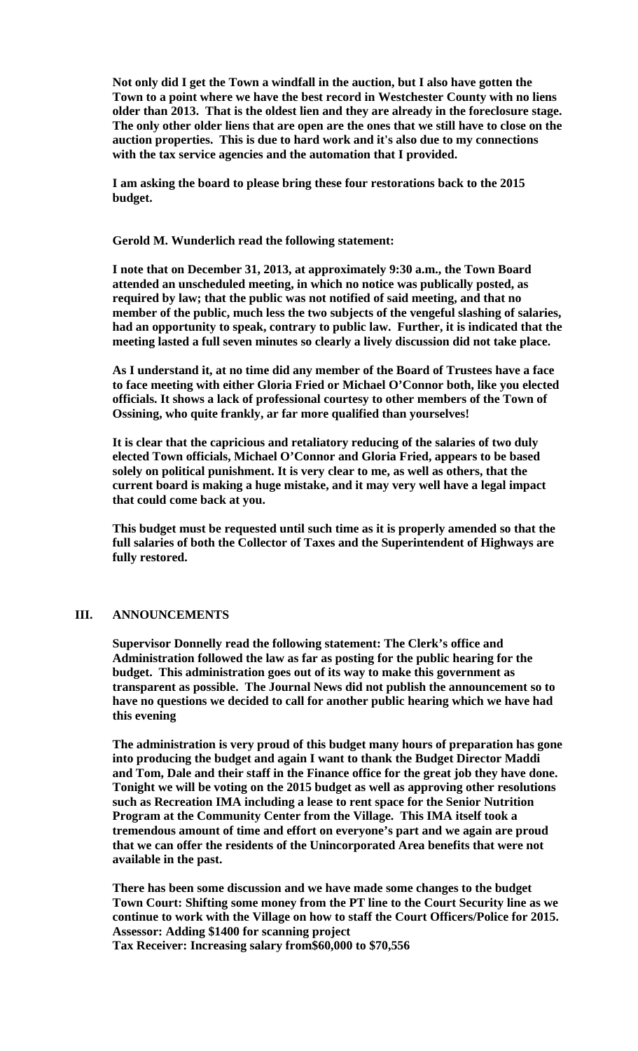**Not only did I get the Town a windfall in the auction, but I also have gotten the Town to a point where we have the best record in Westchester County with no liens older than 2013. That is the oldest lien and they are already in the foreclosure stage. The only other older liens that are open are the ones that we still have to close on the auction properties. This is due to hard work and it's also due to my connections with the tax service agencies and the automation that I provided.**

**I am asking the board to please bring these four restorations back to the 2015 budget.**

**Gerold M. Wunderlich read the following statement:**

**I note that on December 31, 2013, at approximately 9:30 a.m., the Town Board attended an unscheduled meeting, in which no notice was publically posted, as required by law; that the public was not notified of said meeting, and that no member of the public, much less the two subjects of the vengeful slashing of salaries, had an opportunity to speak, contrary to public law. Further, it is indicated that the meeting lasted a full seven minutes so clearly a lively discussion did not take place.**

**As I understand it, at no time did any member of the Board of Trustees have a face to face meeting with either Gloria Fried or Michael O'Connor both, like you elected officials. It shows a lack of professional courtesy to other members of the Town of Ossining, who quite frankly, ar far more qualified than yourselves!**

**It is clear that the capricious and retaliatory reducing of the salaries of two duly elected Town officials, Michael O'Connor and Gloria Fried, appears to be based solely on political punishment. It is very clear to me, as well as others, that the current board is making a huge mistake, and it may very well have a legal impact that could come back at you.**

**This budget must be requested until such time as it is properly amended so that the full salaries of both the Collector of Taxes and the Superintendent of Highways are fully restored.**

## III. ANNOUNCEMENTS

**Supervisor Donnelly read the following statement: The Clerk's office and Administration followed the law as far as posting for the public hearing for the budget. This administration goes out of its way to make this government as transparent as possible. The Journal News did not publish the announcement so to have no questions we decided to call for another public hearing which we have had this evening**

**The administration is very proud of this budget many hours of preparation has gone into producing the budget and again I want to thank the Budget Director Maddi and Tom, Dale and their staff in the Finance office for the great job they have done. Tonight we will be voting on the 2015 budget as well as approving other resolutions such as Recreation IMA including a lease to rent space for the Senior Nutrition Program at the Community Center from the Village. This IMA itself took a tremendous amount of time and effort on everyone's part and we again are proud that we can offer the residents of the Unincorporated Area benefits that were not available in the past.**

**There has been some discussion and we have made some changes to the budget Town Court: Shifting some money from the PT line to the Court Security line as we continue to work with the Village on how to staff the Court Officers/Police for 2015.**
**Assessor: Adding $1400 for scanning project**
**Tax Receiver: Increasing salary from$60,000 to $70,556**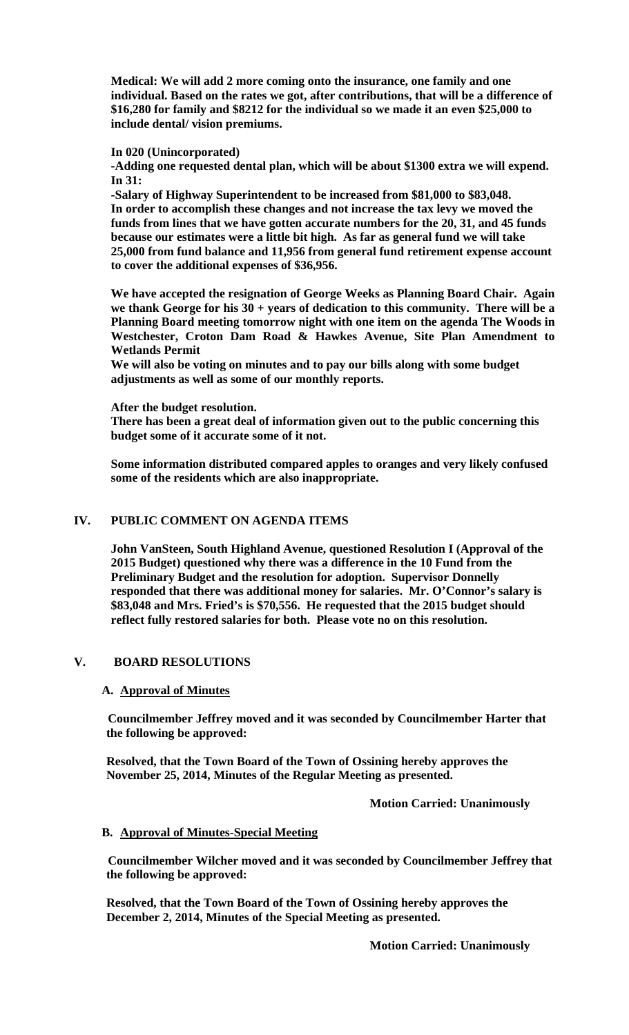**Medical: We will add 2 more coming onto the insurance, one family and one individual. Based on the rates we got, after contributions, that will be a difference of $16,280 for family and $8212 for the individual so we made it an even $25,000 to include dental/ vision premiums.**

**In 020 (Unincorporated)**
**-Adding one requested dental plan, which will be about $1300 extra we will expend.**
**In 31:**
**-Salary of Highway Superintendent to be increased from $81,000 to $83,048.**
**In order to accomplish these changes and not increase the tax levy we moved the funds from lines that we have gotten accurate numbers for the 20, 31, and 45 funds because our estimates were a little bit high. As far as general fund we will take 25,000 from fund balance and 11,956 from general fund retirement expense account to cover the additional expenses of $36,956.**

**We have accepted the resignation of George Weeks as Planning Board Chair. Again we thank George for his 30 + years of dedication to this community. There will be a Planning Board meeting tomorrow night with one item on the agenda The Woods in Westchester, Croton Dam Road & Hawkes Avenue, Site Plan Amendment to Wetlands Permit**
**We will also be voting on minutes and to pay our bills along with some budget adjustments as well as some of our monthly reports.**

**After the budget resolution.**
**There has been a great deal of information given out to the public concerning this budget some of it accurate some of it not.**

**Some information distributed compared apples to oranges and very likely confused some of the residents which are also inappropriate.**

## IV. PUBLIC COMMENT ON AGENDA ITEMS

**John VanSteen, South Highland Avenue, questioned Resolution I (Approval of the 2015 Budget) questioned why there was a difference in the 10 Fund from the Preliminary Budget and the resolution for adoption. Supervisor Donnelly responded that there was additional money for salaries. Mr. O'Connor's salary is $83,048 and Mrs. Fried's is $70,556. He requested that the 2015 budget should reflect fully restored salaries for both. Please vote no on this resolution.**

## V. BOARD RESOLUTIONS

### A. Approval of Minutes

**Councilmember Jeffrey moved and it was seconded by Councilmember Harter that the following be approved:**

**Resolved, that the Town Board of the Town of Ossining hereby approves the November 25, 2014, Minutes of the Regular Meeting as presented.**

**Motion Carried: Unanimously**

### B. Approval of Minutes-Special Meeting

**Councilmember Wilcher moved and it was seconded by Councilmember Jeffrey that the following be approved:**

**Resolved, that the Town Board of the Town of Ossining hereby approves the December 2, 2014, Minutes of the Special Meeting as presented.**

**Motion Carried: Unanimously**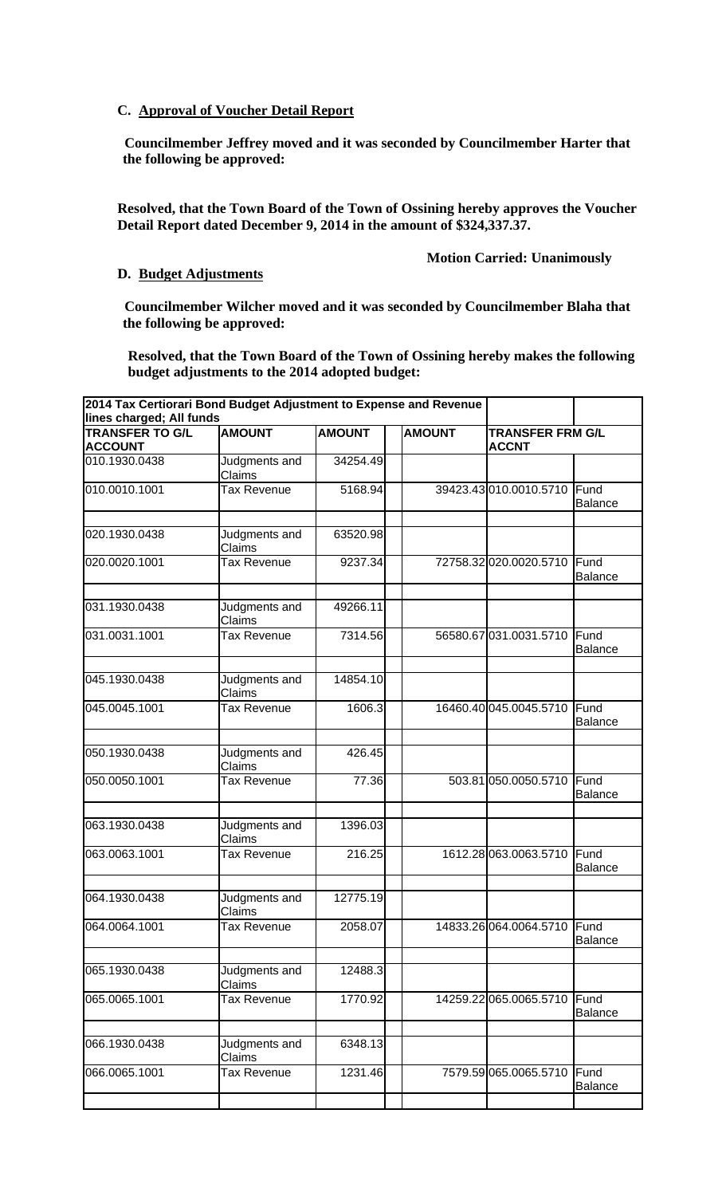**C. Approval of Voucher Detail Report**

**Councilmember Jeffrey moved and it was seconded by Councilmember Harter that the following be approved:**

**Resolved, that the Town Board of the Town of Ossining hereby approves the Voucher Detail Report dated December 9, 2014 in the amount of $324,337.37.**

**Motion Carried: Unanimously**

**D. Budget Adjustments**

**Councilmember Wilcher moved and it was seconded by Councilmember Blaha that the following be approved:**

**Resolved, that the Town Board of the Town of Ossining hereby makes the following budget adjustments to the 2014 adopted budget:**

| **2014 Tax Certiorari Bond Budget Adjustment to Expense and Revenue lines charged; All funds** | | | | | | |
|---|---|---|---|---|---|---|
| **TRANSFER TO G/L ACCOUNT** | **AMOUNT** | **AMOUNT** | | **AMOUNT** | **TRANSFER FRM G/L ACCNT** | |
| 010.1930.0438 | Judgments and Claims | 34254.49 | | | | |
| 010.0010.1001 | Tax Revenue | 5168.94 | | 39423.43 | 010.0010.5710 | Fund Balance |
| | | | | | | |
| 020.1930.0438 | Judgments and Claims | 63520.98 | | | | |
| 020.0020.1001 | Tax Revenue | 9237.34 | | 72758.32 | 020.0020.5710 | Fund Balance |
| | | | | | | |
| 031.1930.0438 | Judgments and Claims | 49266.11 | | | | |
| 031.0031.1001 | Tax Revenue | 7314.56 | | 56580.67 | 031.0031.5710 | Fund Balance |
| | | | | | | |
| 045.1930.0438 | Judgments and Claims | 14854.10 | | | | |
| 045.0045.1001 | Tax Revenue | 1606.3 | | 16460.40 | 045.0045.5710 | Fund Balance |
| | | | | | | |
| 050.1930.0438 | Judgments and Claims | 426.45 | | | | |
| 050.0050.1001 | Tax Revenue | 77.36 | | 503.81 | 050.0050.5710 | Fund Balance |
| | | | | | | |
| 063.1930.0438 | Judgments and Claims | 1396.03 | | | | |
| 063.0063.1001 | Tax Revenue | 216.25 | | 1612.28 | 063.0063.5710 | Fund Balance |
| | | | | | | |
| 064.1930.0438 | Judgments and Claims | 12775.19 | | | | |
| 064.0064.1001 | Tax Revenue | 2058.07 | | 14833.26 | 064.0064.5710 | Fund Balance |
| | | | | | | |
| 065.1930.0438 | Judgments and Claims | 12488.3 | | | | |
| 065.0065.1001 | Tax Revenue | 1770.92 | | 14259.22 | 065.0065.5710 | Fund Balance |
| | | | | | | |
| 066.1930.0438 | Judgments and Claims | 6348.13 | | | | |
| 066.0065.1001 | Tax Revenue | 1231.46 | | 7579.59 | 065.0065.5710 | Fund Balance |
| | | | | | | |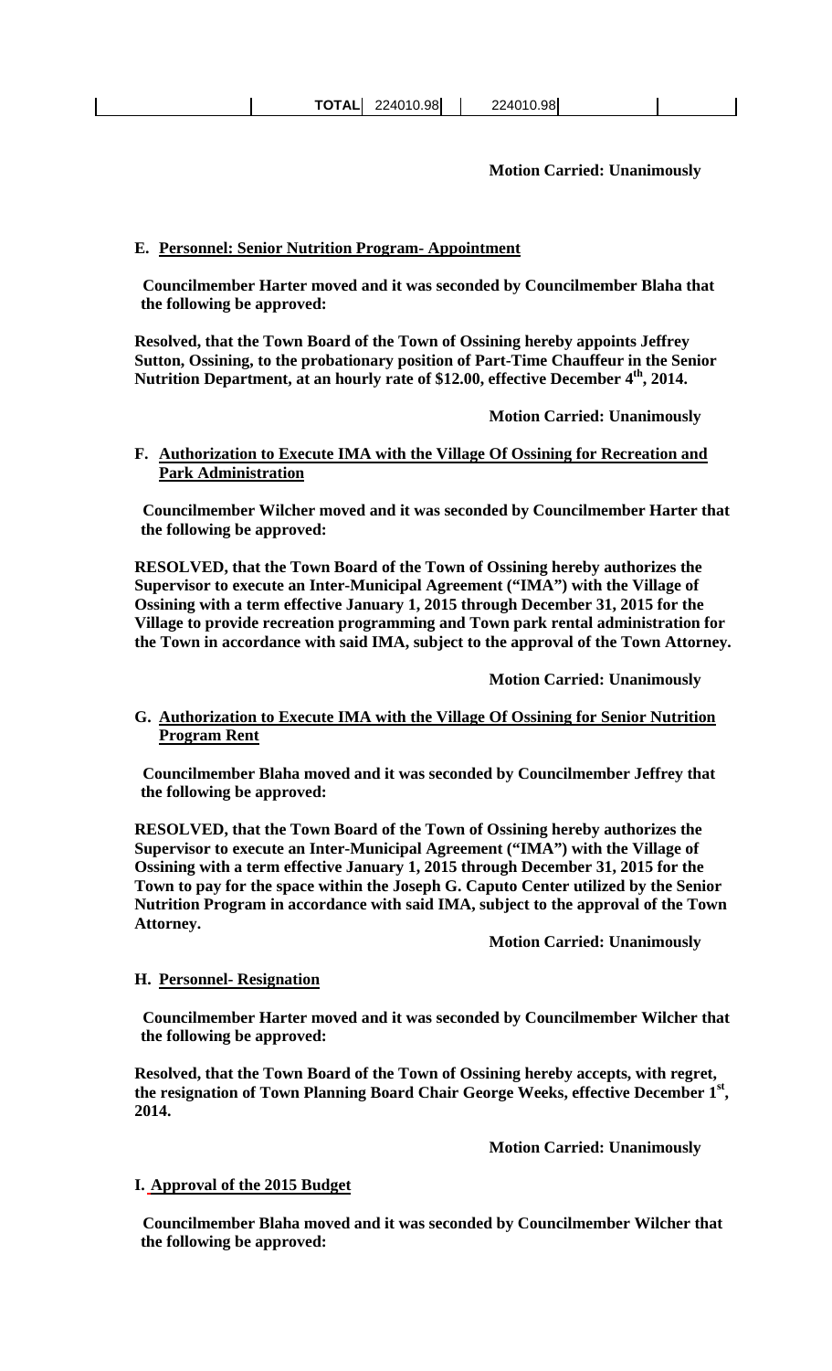| | | TOTAL | 224010.98 | | 224010.98 | | |
|---|---|---|---|---|---|---|---|

**Motion Carried: Unanimously**

**E. Personnel: Senior Nutrition Program- Appointment**

**Councilmember Harter moved and it was seconded by Councilmember Blaha that the following be approved:**

**Resolved, that the Town Board of the Town of Ossining hereby appoints Jeffrey Sutton, Ossining, to the probationary position of Part-Time Chauffeur in the Senior Nutrition Department, at an hourly rate of $12.00, effective December 4th, 2014.**

**Motion Carried: Unanimously**

**F. Authorization to Execute IMA with the Village Of Ossining for Recreation and Park Administration**

**Councilmember Wilcher moved and it was seconded by Councilmember Harter that the following be approved:**

**RESOLVED, that the Town Board of the Town of Ossining hereby authorizes the Supervisor to execute an Inter-Municipal Agreement ("IMA") with the Village of Ossining with a term effective January 1, 2015 through December 31, 2015 for the Village to provide recreation programming and Town park rental administration for the Town in accordance with said IMA, subject to the approval of the Town Attorney.**

**Motion Carried: Unanimously**

**G. Authorization to Execute IMA with the Village Of Ossining for Senior Nutrition Program Rent**

**Councilmember Blaha moved and it was seconded by Councilmember Jeffrey that the following be approved:**

**RESOLVED, that the Town Board of the Town of Ossining hereby authorizes the Supervisor to execute an Inter-Municipal Agreement ("IMA") with the Village of Ossining with a term effective January 1, 2015 through December 31, 2015 for the Town to pay for the space within the Joseph G. Caputo Center utilized by the Senior Nutrition Program in accordance with said IMA, subject to the approval of the Town Attorney.**

**Motion Carried: Unanimously**

**H. Personnel- Resignation**

**Councilmember Harter moved and it was seconded by Councilmember Wilcher that the following be approved:**

**Resolved, that the Town Board of the Town of Ossining hereby accepts, with regret, the resignation of Town Planning Board Chair George Weeks, effective December 1st, 2014.**

**Motion Carried: Unanimously**

**I. Approval of the 2015 Budget**

**Councilmember Blaha moved and it was seconded by Councilmember Wilcher that the following be approved:**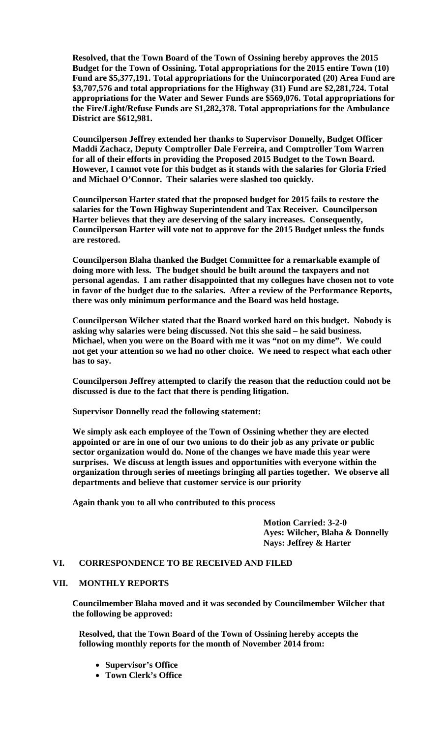**Resolved, that the Town Board of the Town of Ossining hereby approves the 2015 Budget for the Town of Ossining. Total appropriations for the 2015 entire Town (10) Fund are $5,377,191. Total appropriations for the Unincorporated (20) Area Fund are $3,707,576 and total appropriations for the Highway (31) Fund are $2,281,724. Total appropriations for the Water and Sewer Funds are $569,076. Total appropriations for the Fire/Light/Refuse Funds are $1,282,378. Total appropriations for the Ambulance District are $612,981.**

**Councilperson Jeffrey extended her thanks to Supervisor Donnelly, Budget Officer Maddi Zachacz, Deputy Comptroller Dale Ferreira, and Comptroller Tom Warren for all of their efforts in providing the Proposed 2015 Budget to the Town Board. However, I cannot vote for this budget as it stands with the salaries for Gloria Fried and Michael O'Connor. Their salaries were slashed too quickly.**

**Councilperson Harter stated that the proposed budget for 2015 fails to restore the salaries for the Town Highway Superintendent and Tax Receiver. Councilperson Harter believes that they are deserving of the salary increases. Consequently, Councilperson Harter will vote not to approve for the 2015 Budget unless the funds are restored.**

**Councilperson Blaha thanked the Budget Committee for a remarkable example of doing more with less. The budget should be built around the taxpayers and not personal agendas. I am rather disappointed that my collegues have chosen not to vote in favor of the budget due to the salaries. After a review of the Performance Reports, there was only minimum performance and the Board was held hostage.**

**Councilperson Wilcher stated that the Board worked hard on this budget. Nobody is asking why salaries were being discussed. Not this she said – he said business. Michael, when you were on the Board with me it was "not on my dime". We could not get your attention so we had no other choice. We need to respect what each other has to say.**

**Councilperson Jeffrey attempted to clarify the reason that the reduction could not be discussed is due to the fact that there is pending litigation.**

**Supervisor Donnelly read the following statement:**

**We simply ask each employee of the Town of Ossining whether they are elected appointed or are in one of our two unions to do their job as any private or public sector organization would do. None of the changes we have made this year were surprises. We discuss at length issues and opportunities with everyone within the organization through series of meetings bringing all parties together. We observe all departments and believe that customer service is our priority**

**Again thank you to all who contributed to this process**

**Motion Carried: 3-2-0**
**Ayes: Wilcher, Blaha & Donnelly**
**Nays: Jeffrey & Harter**

## VI. CORRESPONDENCE TO BE RECEIVED AND FILED

## VII. MONTHLY REPORTS

**Councilmember Blaha moved and it was seconded by Councilmember Wilcher that the following be approved:**

**Resolved, that the Town Board of the Town of Ossining hereby accepts the following monthly reports for the month of November 2014 from:**

- **Supervisor's Office**
- **Town Clerk's Office**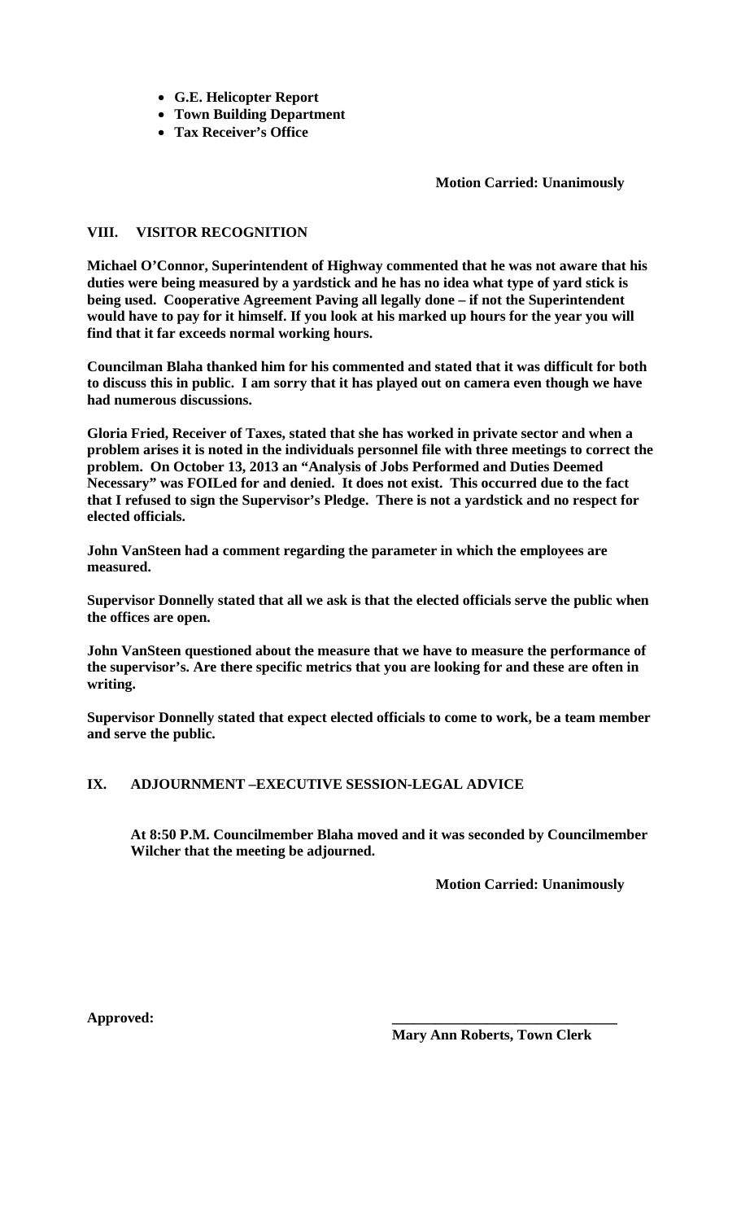- **G.E. Helicopter Report**
- **Town Building Department**
- **Tax Receiver's Office**

**Motion Carried: Unanimously**

## VIII. VISITOR RECOGNITION

**Michael O'Connor, Superintendent of Highway commented that he was not aware that his duties were being measured by a yardstick and he has no idea what type of yard stick is being used. Cooperative Agreement Paving all legally done – if not the Superintendent would have to pay for it himself. If you look at his marked up hours for the year you will find that it far exceeds normal working hours.**

**Councilman Blaha thanked him for his commented and stated that it was difficult for both to discuss this in public. I am sorry that it has played out on camera even though we have had numerous discussions.**

**Gloria Fried, Receiver of Taxes, stated that she has worked in private sector and when a problem arises it is noted in the individuals personnel file with three meetings to correct the problem. On October 13, 2013 an "Analysis of Jobs Performed and Duties Deemed Necessary" was FOILed for and denied. It does not exist. This occurred due to the fact that I refused to sign the Supervisor's Pledge. There is not a yardstick and no respect for elected officials.**

**John VanSteen had a comment regarding the parameter in which the employees are measured.**

**Supervisor Donnelly stated that all we ask is that the elected officials serve the public when the offices are open.**

**John VanSteen questioned about the measure that we have to measure the performance of the supervisor's. Are there specific metrics that you are looking for and these are often in writing.**

**Supervisor Donnelly stated that expect elected officials to come to work, be a team member and serve the public.**

## IX. ADJOURNMENT –EXECUTIVE SESSION-LEGAL ADVICE

**At 8:50 P.M. Councilmember Blaha moved and it was seconded by Councilmember Wilcher that the meeting be adjourned.**

**Motion Carried: Unanimously**

**Approved:** ______________________________

**Mary Ann Roberts, Town Clerk**